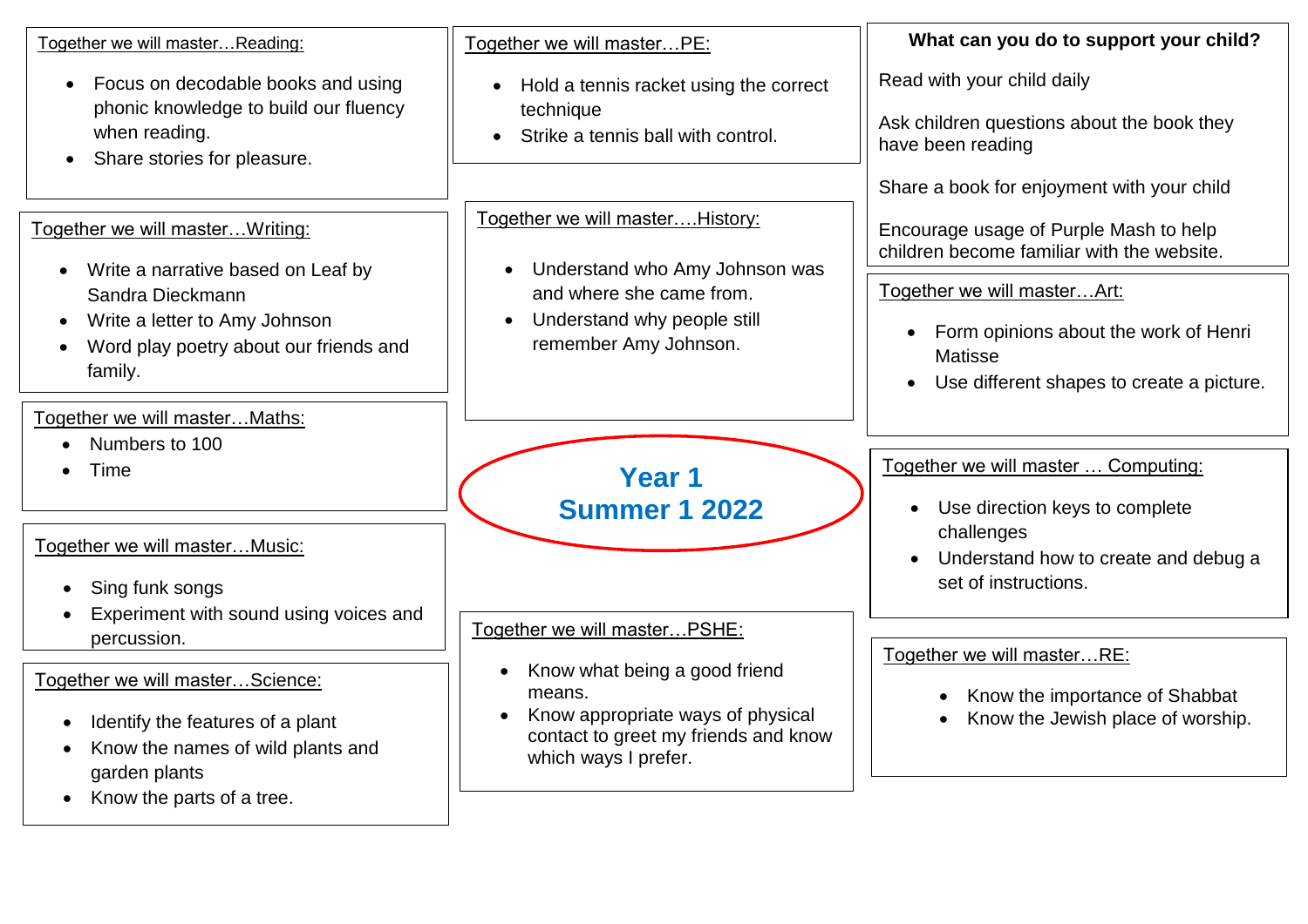# Year 1
# Summer 1 2022

Together we will master…Reading:

- Focus on decodable books and using phonic knowledge to build our fluency when reading.
- Share stories for pleasure.

Together we will master…Writing:

- Write a narrative based on Leaf by Sandra Dieckmann
- Write a letter to Amy Johnson
- Word play poetry about our friends and family.

Together we will master…Maths:

- Numbers to 100
- Time

Together we will master…Music:

- Sing funk songs
- Experiment with sound using voices and percussion.

Together we will master…Science:

- Identify the features of a plant
- Know the names of wild plants and garden plants
- Know the parts of a tree.

Together we will master…PE:

- Hold a tennis racket using the correct technique
- Strike a tennis ball with control.

Together we will master….History:

- Understand who Amy Johnson was and where she came from.
- Understand why people still remember Amy Johnson.

Together we will master…PSHE:

- Know what being a good friend means.
- Know appropriate ways of physical contact to greet my friends and know which ways I prefer.

**What can you do to support your child?**

Read with your child daily

Ask children questions about the book they have been reading

Share a book for enjoyment with your child

Encourage usage of Purple Mash to help children become familiar with the website.

Together we will master…Art:

- Form opinions about the work of Henri Matisse
- Use different shapes to create a picture.

Together we will master … Computing:

- Use direction keys to complete challenges
- Understand how to create and debug a set of instructions.

Together we will master…RE:

- Know the importance of Shabbat
- Know the Jewish place of worship.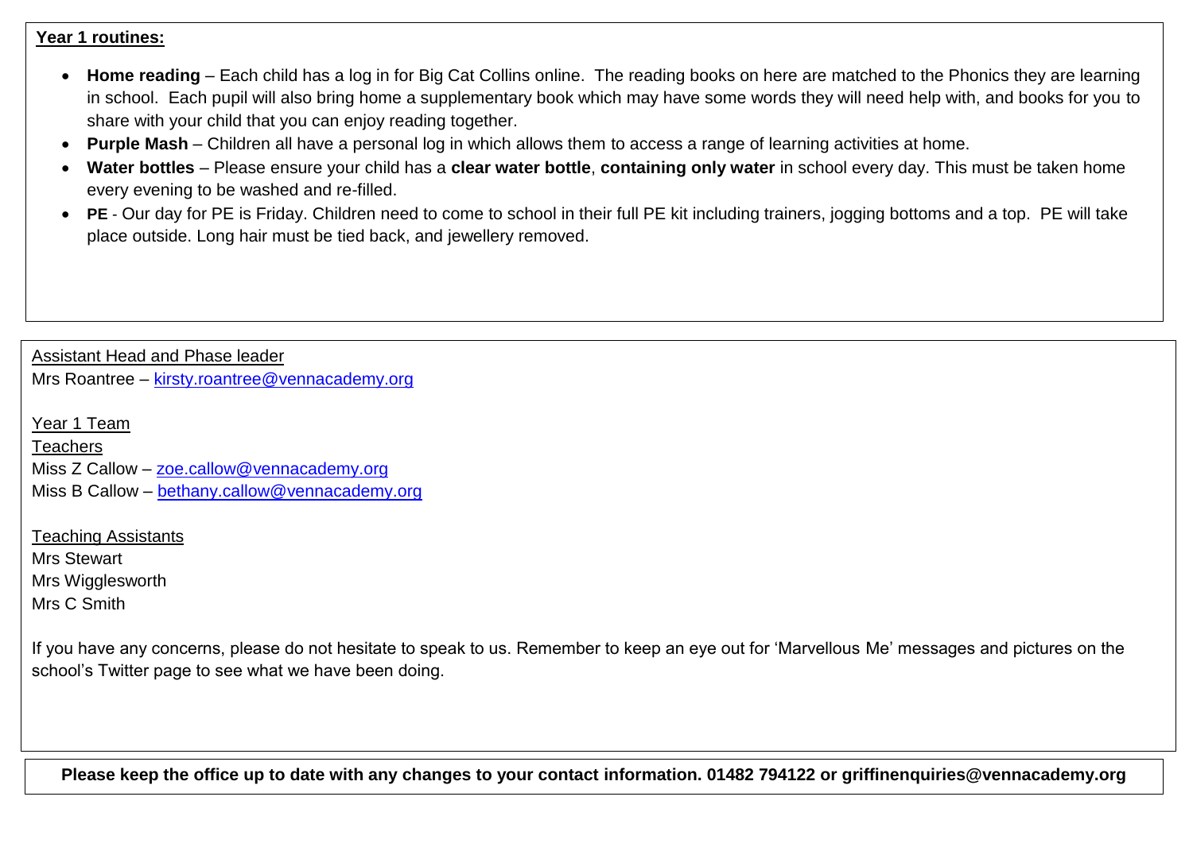**Year 1 routines:**

- **Home reading** – Each child has a log in for Big Cat Collins online. The reading books on here are matched to the Phonics they are learning in school. Each pupil will also bring home a supplementary book which may have some words they will need help with, and books for you to share with your child that you can enjoy reading together.
- **Purple Mash** – Children all have a personal log in which allows them to access a range of learning activities at home.
- **Water bottles** – Please ensure your child has a **clear water bottle**, **containing only water** in school every day. This must be taken home every evening to be washed and re-filled.
- **PE** - Our day for PE is Friday. Children need to come to school in their full PE kit including trainers, jogging bottoms and a top. PE will take place outside. Long hair must be tied back, and jewellery removed.

Assistant Head and Phase leader
Mrs Roantree – kirsty.roantree@vennacademy.org

Year 1 Team
Teachers
Miss Z Callow – zoe.callow@vennacademy.org
Miss B Callow – bethany.callow@vennacademy.org

Teaching Assistants
Mrs Stewart
Mrs Wigglesworth
Mrs C Smith

If you have any concerns, please do not hesitate to speak to us. Remember to keep an eye out for 'Marvellous Me' messages and pictures on the school's Twitter page to see what we have been doing.

**Please keep the office up to date with any changes to your contact information. 01482 794122 or griffinenquiries@vennacademy.org**